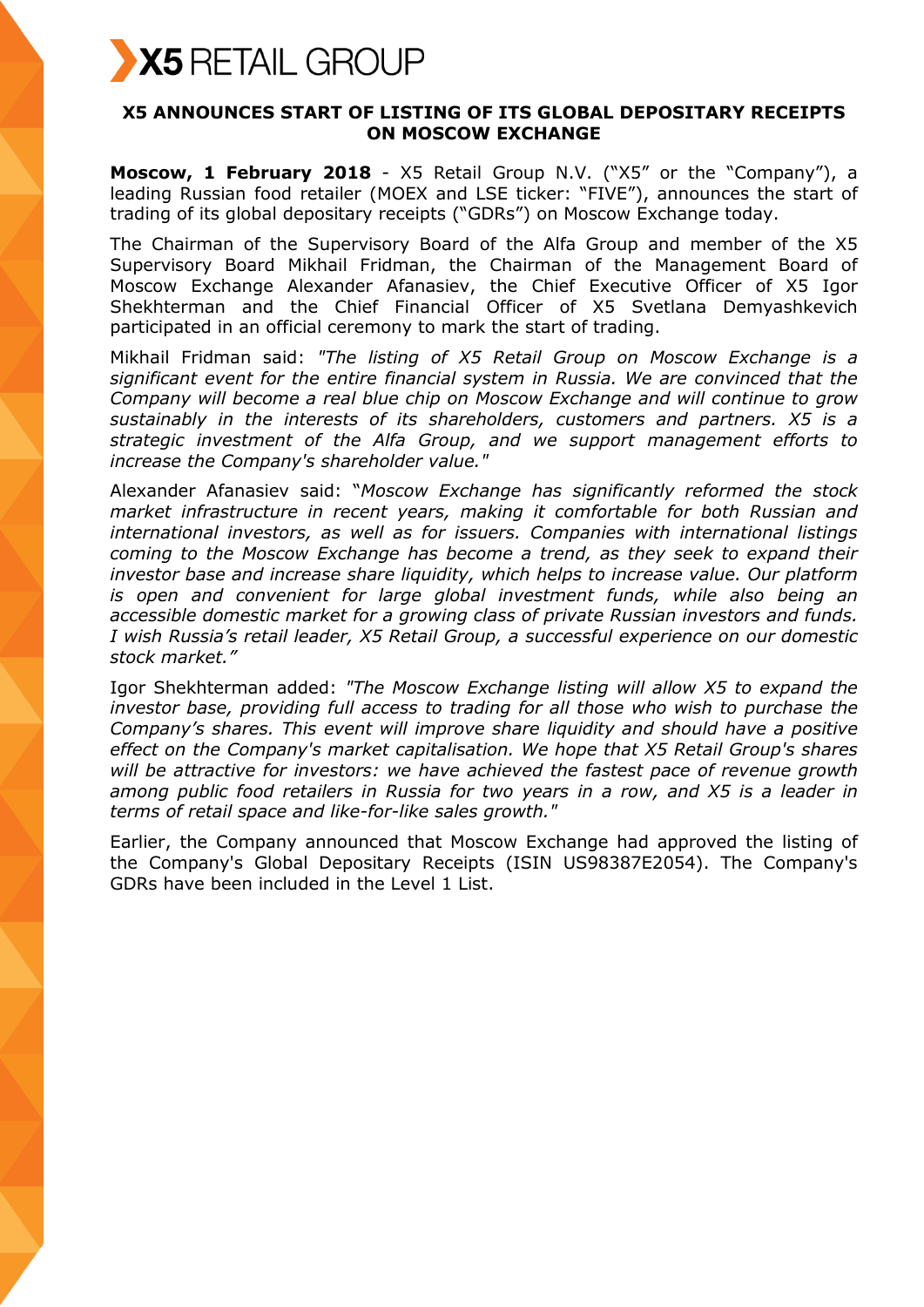X5 RETAIL GROUP

# X5 ANNOUNCES START OF LISTING OF ITS GLOBAL DEPOSITARY RECEIPTS ON MOSCOW EXCHANGE

**Moscow, 1 February 2018** - X5 Retail Group N.V. ("X5" or the "Company"), a leading Russian food retailer (MOEX and LSE ticker: "FIVE"), announces the start of trading of its global depositary receipts ("GDRs") on Moscow Exchange today.

The Chairman of the Supervisory Board of the Alfa Group and member of the X5 Supervisory Board Mikhail Fridman, the Chairman of the Management Board of Moscow Exchange Alexander Afanasiev, the Chief Executive Officer of X5 Igor Shekhterman and the Chief Financial Officer of X5 Svetlana Demyashkevich participated in an official ceremony to mark the start of trading.

Mikhail Fridman said: *"The listing of X5 Retail Group on Moscow Exchange is a significant event for the entire financial system in Russia. We are convinced that the Company will become a real blue chip on Moscow Exchange and will continue to grow sustainably in the interests of its shareholders, customers and partners. X5 is a strategic investment of the Alfa Group, and we support management efforts to increase the Company's shareholder value."*

Alexander Afanasiev said: *"Moscow Exchange has significantly reformed the stock market infrastructure in recent years, making it comfortable for both Russian and international investors, as well as for issuers. Companies with international listings coming to the Moscow Exchange has become a trend, as they seek to expand their investor base and increase share liquidity, which helps to increase value. Our platform is open and convenient for large global investment funds, while also being an accessible domestic market for a growing class of private Russian investors and funds. I wish Russia's retail leader, X5 Retail Group, a successful experience on our domestic stock market."*

Igor Shekhterman added: *"The Moscow Exchange listing will allow X5 to expand the investor base, providing full access to trading for all those who wish to purchase the Company's shares. This event will improve share liquidity and should have a positive effect on the Company's market capitalisation. We hope that X5 Retail Group's shares will be attractive for investors: we have achieved the fastest pace of revenue growth among public food retailers in Russia for two years in a row, and X5 is a leader in terms of retail space and like-for-like sales growth."*

Earlier, the Company announced that Moscow Exchange had approved the listing of the Company's Global Depositary Receipts (ISIN US98387E2054). The Company's GDRs have been included in the Level 1 List.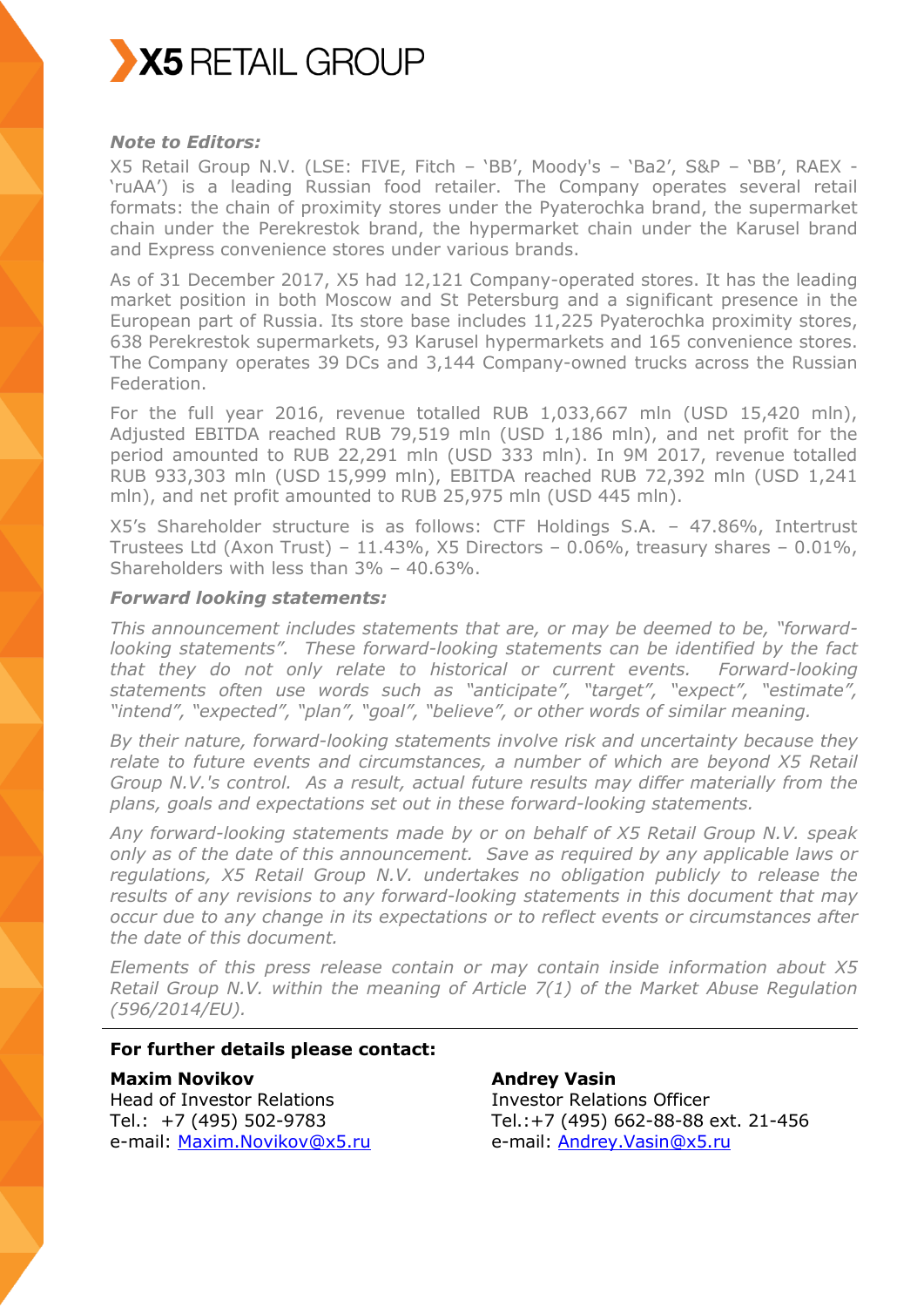**X5 RETAIL GROUP**

***Note to Editors:***

X5 Retail Group N.V. (LSE: FIVE, Fitch – 'BB', Moody's – 'Ba2', S&P – 'BB', RAEX - 'ruAA') is a leading Russian food retailer. The Company operates several retail formats: the chain of proximity stores under the Pyaterochka brand, the supermarket chain under the Perekrestok brand, the hypermarket chain under the Karusel brand and Express convenience stores under various brands.

As of 31 December 2017, X5 had 12,121 Company-operated stores. It has the leading market position in both Moscow and St Petersburg and a significant presence in the European part of Russia. Its store base includes 11,225 Pyaterochka proximity stores, 638 Perekrestok supermarkets, 93 Karusel hypermarkets and 165 convenience stores. The Company operates 39 DCs and 3,144 Company-owned trucks across the Russian Federation.

For the full year 2016, revenue totalled RUB 1,033,667 mln (USD 15,420 mln), Adjusted EBITDA reached RUB 79,519 mln (USD 1,186 mln), and net profit for the period amounted to RUB 22,291 mln (USD 333 mln). In 9M 2017, revenue totalled RUB 933,303 mln (USD 15,999 mln), EBITDA reached RUB 72,392 mln (USD 1,241 mln), and net profit amounted to RUB 25,975 mln (USD 445 mln).

X5's Shareholder structure is as follows: CTF Holdings S.A. – 47.86%, Intertrust Trustees Ltd (Axon Trust) – 11.43%, X5 Directors – 0.06%, treasury shares – 0.01%, Shareholders with less than 3% – 40.63%.

***Forward looking statements:***

*This announcement includes statements that are, or may be deemed to be, "forward-looking statements". These forward-looking statements can be identified by the fact that they do not only relate to historical or current events. Forward-looking statements often use words such as "anticipate", "target", "expect", "estimate", "intend", "expected", "plan", "goal", "believe", or other words of similar meaning.*

*By their nature, forward-looking statements involve risk and uncertainty because they relate to future events and circumstances, a number of which are beyond X5 Retail Group N.V.'s control. As a result, actual future results may differ materially from the plans, goals and expectations set out in these forward-looking statements.*

*Any forward-looking statements made by or on behalf of X5 Retail Group N.V. speak only as of the date of this announcement. Save as required by any applicable laws or regulations, X5 Retail Group N.V. undertakes no obligation publicly to release the results of any revisions to any forward-looking statements in this document that may occur due to any change in its expectations or to reflect events or circumstances after the date of this document.*

*Elements of this press release contain or may contain inside information about X5 Retail Group N.V. within the meaning of Article 7(1) of the Market Abuse Regulation (596/2014/EU).*

---

**For further details please contact:**

**Maxim Novikov**
Head of Investor Relations
Tel.: +7 (495) 502-9783
e-mail: Maxim.Novikov@x5.ru

**Andrey Vasin**
Investor Relations Officer
Tel.:+7 (495) 662-88-88 ext. 21-456
e-mail: Andrey.Vasin@x5.ru